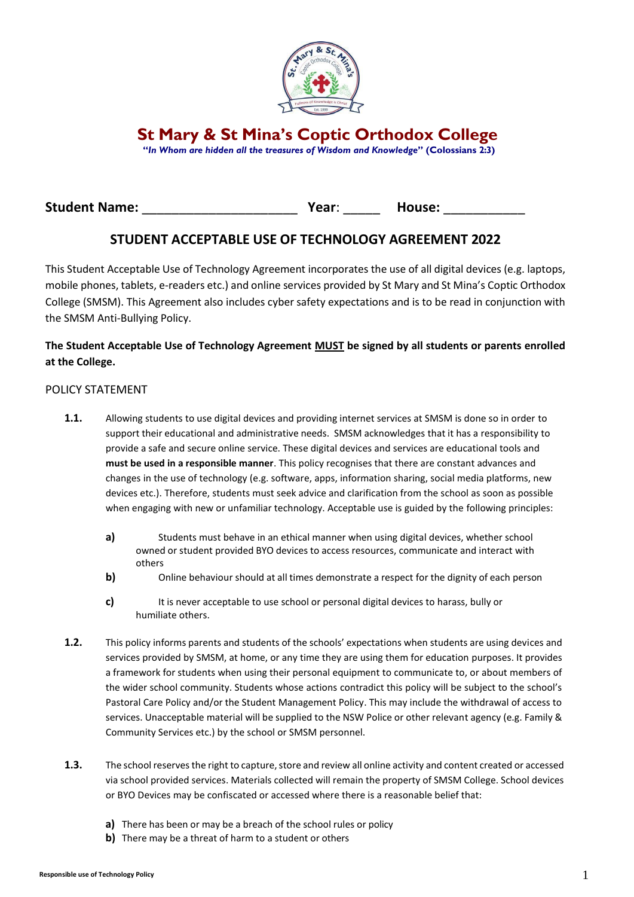# St Mary & St Mina's Coptic Orthodox College

***"In Whom are hidden all the treasures of Wisdom and Knowledge"* (Colossians 2:3)**

**Student Name: ______________________ Year: _____ House: ___________**

## STUDENT ACCEPTABLE USE OF TECHNOLOGY AGREEMENT 2022

This Student Acceptable Use of Technology Agreement incorporates the use of all digital devices (e.g. laptops, mobile phones, tablets, e-readers etc.) and online services provided by St Mary and St Mina's Coptic Orthodox College (SMSM). This Agreement also includes cyber safety expectations and is to be read in conjunction with the SMSM Anti-Bullying Policy.

**The Student Acceptable Use of Technology Agreement <u>MUST</u> be signed by all students or parents enrolled at the College.**

### POLICY STATEMENT

**1.1.** Allowing students to use digital devices and providing internet services at SMSM is done so in order to support their educational and administrative needs. SMSM acknowledges that it has a responsibility to provide a safe and secure online service. These digital devices and services are educational tools and **must be used in a responsible manner**. This policy recognises that there are constant advances and changes in the use of technology (e.g. software, apps, information sharing, social media platforms, new devices etc.). Therefore, students must seek advice and clarification from the school as soon as possible when engaging with new or unfamiliar technology. Acceptable use is guided by the following principles:

- **a)** Students must behave in an ethical manner when using digital devices, whether school owned or student provided BYO devices to access resources, communicate and interact with others
- **b)** Online behaviour should at all times demonstrate a respect for the dignity of each person
- **c)** It is never acceptable to use school or personal digital devices to harass, bully or humiliate others.

**1.2.** This policy informs parents and students of the schools' expectations when students are using devices and services provided by SMSM, at home, or any time they are using them for education purposes. It provides a framework for students when using their personal equipment to communicate to, or about members of the wider school community. Students whose actions contradict this policy will be subject to the school's Pastoral Care Policy and/or the Student Management Policy. This may include the withdrawal of access to services. Unacceptable material will be supplied to the NSW Police or other relevant agency (e.g. Family & Community Services etc.) by the school or SMSM personnel.

**1.3.** The school reserves the right to capture, store and review all online activity and content created or accessed via school provided services. Materials collected will remain the property of SMSM College. School devices or BYO Devices may be confiscated or accessed where there is a reasonable belief that:

- **a)** There has been or may be a breach of the school rules or policy
- **b)** There may be a threat of harm to a student or others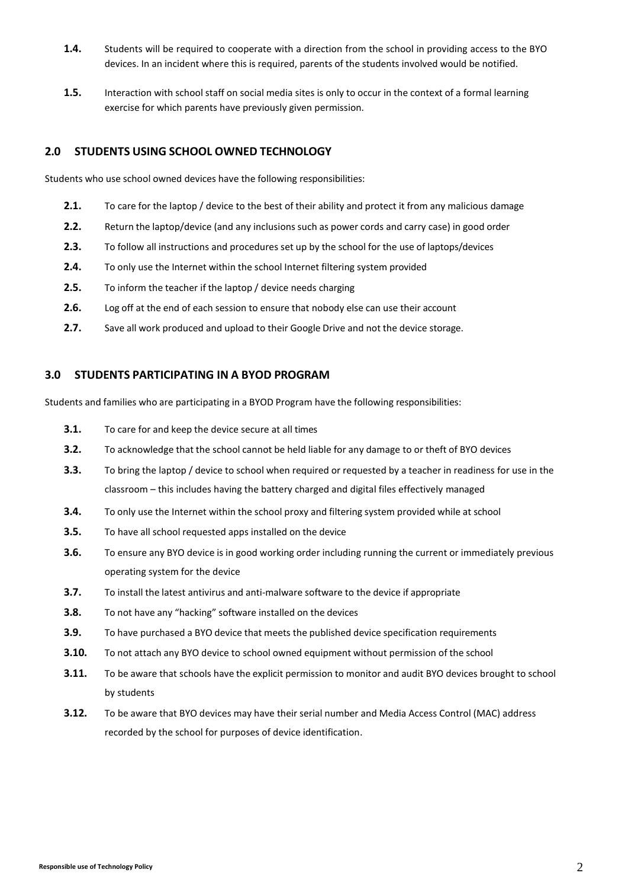**1.4.** Students will be required to cooperate with a direction from the school in providing access to the BYO devices. In an incident where this is required, parents of the students involved would be notified.

**1.5.** Interaction with school staff on social media sites is only to occur in the context of a formal learning exercise for which parents have previously given permission.

## 2.0 STUDENTS USING SCHOOL OWNED TECHNOLOGY

Students who use school owned devices have the following responsibilities:

**2.1.** To care for the laptop / device to the best of their ability and protect it from any malicious damage

**2.2.** Return the laptop/device (and any inclusions such as power cords and carry case) in good order

**2.3.** To follow all instructions and procedures set up by the school for the use of laptops/devices

**2.4.** To only use the Internet within the school Internet filtering system provided

**2.5.** To inform the teacher if the laptop / device needs charging

**2.6.** Log off at the end of each session to ensure that nobody else can use their account

**2.7.** Save all work produced and upload to their Google Drive and not the device storage.

## 3.0 STUDENTS PARTICIPATING IN A BYOD PROGRAM

Students and families who are participating in a BYOD Program have the following responsibilities:

**3.1.** To care for and keep the device secure at all times

**3.2.** To acknowledge that the school cannot be held liable for any damage to or theft of BYO devices

**3.3.** To bring the laptop / device to school when required or requested by a teacher in readiness for use in the classroom – this includes having the battery charged and digital files effectively managed

**3.4.** To only use the Internet within the school proxy and filtering system provided while at school

**3.5.** To have all school requested apps installed on the device

**3.6.** To ensure any BYO device is in good working order including running the current or immediately previous operating system for the device

**3.7.** To install the latest antivirus and anti-malware software to the device if appropriate

**3.8.** To not have any "hacking" software installed on the devices

**3.9.** To have purchased a BYO device that meets the published device specification requirements

**3.10.** To not attach any BYO device to school owned equipment without permission of the school

**3.11.** To be aware that schools have the explicit permission to monitor and audit BYO devices brought to school by students

**3.12.** To be aware that BYO devices may have their serial number and Media Access Control (MAC) address recorded by the school for purposes of device identification.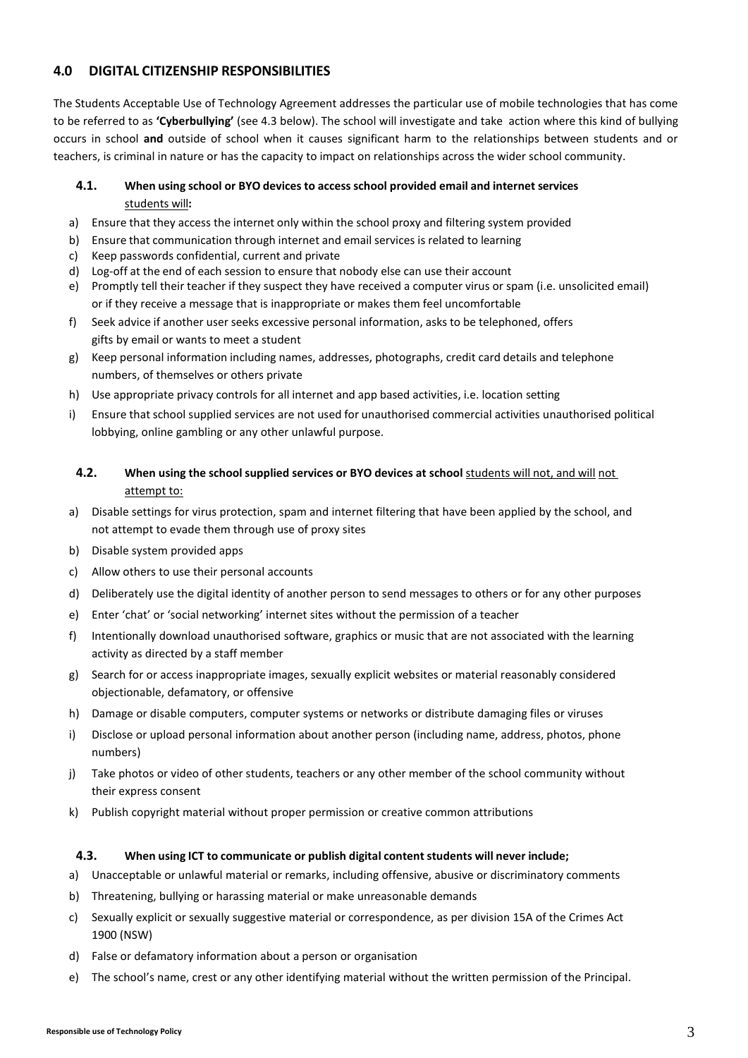## 4.0 DIGITAL CITIZENSHIP RESPONSIBILITIES

The Students Acceptable Use of Technology Agreement addresses the particular use of mobile technologies that has come to be referred to as **'Cyberbullying'** (see 4.3 below). The school will investigate and take action where this kind of bullying occurs in school **and** outside of school when it causes significant harm to the relationships between students and or teachers, is criminal in nature or has the capacity to impact on relationships across the wider school community.

### 4.1. When using school or BYO devices to access school provided email and internet services students will:

a) Ensure that they access the internet only within the school proxy and filtering system provided
b) Ensure that communication through internet and email services is related to learning
c) Keep passwords confidential, current and private
d) Log-off at the end of each session to ensure that nobody else can use their account
e) Promptly tell their teacher if they suspect they have received a computer virus or spam (i.e. unsolicited email) or if they receive a message that is inappropriate or makes them feel uncomfortable
f) Seek advice if another user seeks excessive personal information, asks to be telephoned, offers gifts by email or wants to meet a student
g) Keep personal information including names, addresses, photographs, credit card details and telephone numbers, of themselves or others private
h) Use appropriate privacy controls for all internet and app based activities, i.e. location setting
i) Ensure that school supplied services are not used for unauthorised commercial activities unauthorised political lobbying, online gambling or any other unlawful purpose.

### 4.2. When using the school supplied services or BYO devices at school students will not, and will not attempt to:

a) Disable settings for virus protection, spam and internet filtering that have been applied by the school, and not attempt to evade them through use of proxy sites
b) Disable system provided apps
c) Allow others to use their personal accounts
d) Deliberately use the digital identity of another person to send messages to others or for any other purposes
e) Enter 'chat' or 'social networking' internet sites without the permission of a teacher
f) Intentionally download unauthorised software, graphics or music that are not associated with the learning activity as directed by a staff member
g) Search for or access inappropriate images, sexually explicit websites or material reasonably considered objectionable, defamatory, or offensive
h) Damage or disable computers, computer systems or networks or distribute damaging files or viruses
i) Disclose or upload personal information about another person (including name, address, photos, phone numbers)
j) Take photos or video of other students, teachers or any other member of the school community without their express consent
k) Publish copyright material without proper permission or creative common attributions

### 4.3. When using ICT to communicate or publish digital content students will never include;

a) Unacceptable or unlawful material or remarks, including offensive, abusive or discriminatory comments
b) Threatening, bullying or harassing material or make unreasonable demands
c) Sexually explicit or sexually suggestive material or correspondence, as per division 15A of the Crimes Act 1900 (NSW)
d) False or defamatory information about a person or organisation
e) The school's name, crest or any other identifying material without the written permission of the Principal.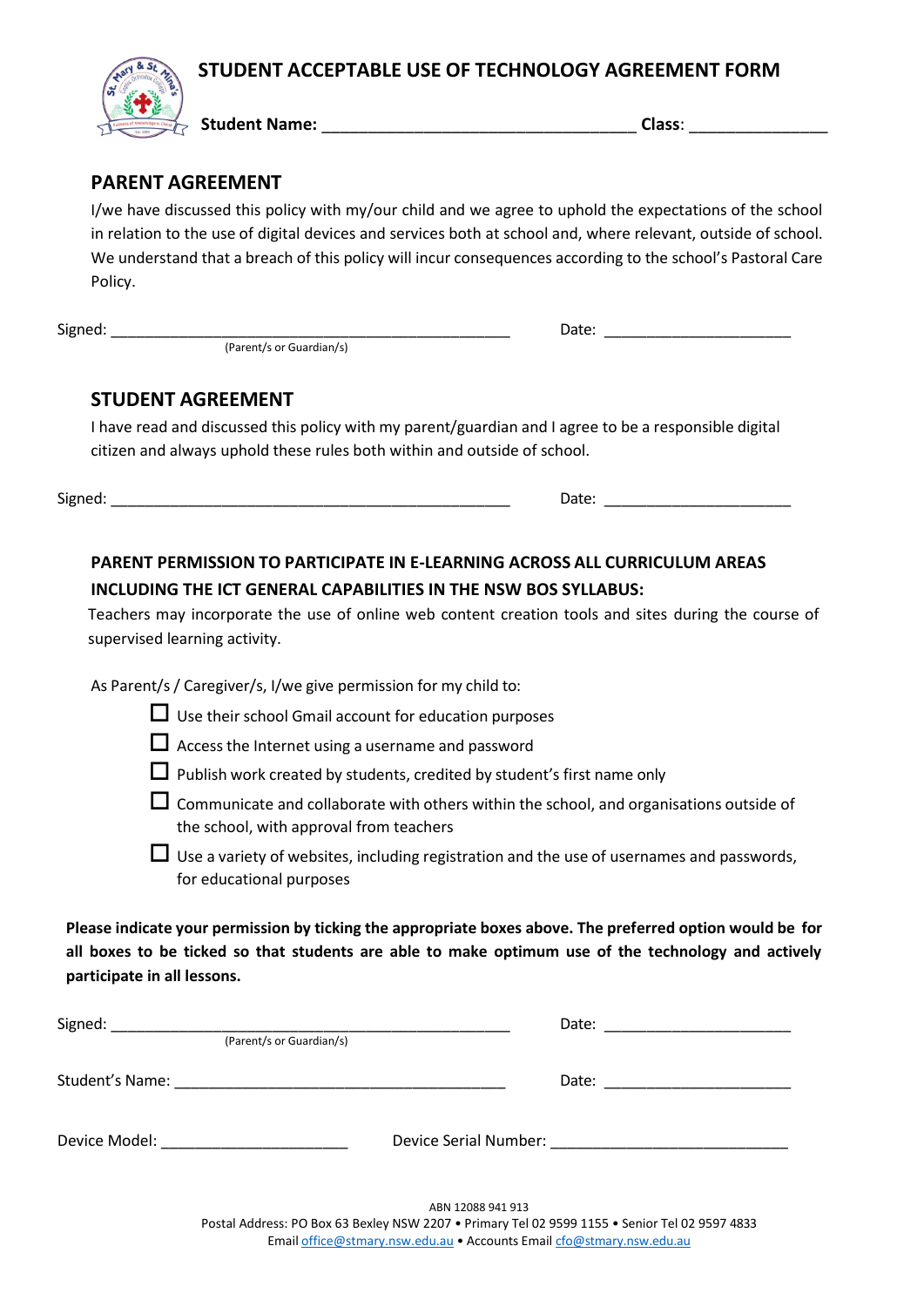# STUDENT ACCEPTABLE USE OF TECHNOLOGY AGREEMENT FORM

**Student Name:** ___________________________________ **Class**: _______________

## PARENT AGREEMENT

I/we have discussed this policy with my/our child and we agree to uphold the expectations of the school in relation to the use of digital devices and services both at school and, where relevant, outside of school. We understand that a breach of this policy will incur consequences according to the school's Pastoral Care Policy.

Signed: _____________________________________________ Date: _____________________
(Parent/s or Guardian/s)

## STUDENT AGREEMENT

I have read and discussed this policy with my parent/guardian and I agree to be a responsible digital citizen and always uphold these rules both within and outside of school.

Signed: _____________________________________________ Date: _____________________

## PARENT PERMISSION TO PARTICIPATE IN E-LEARNING ACROSS ALL CURRICULUM AREAS INCLUDING THE ICT GENERAL CAPABILITIES IN THE NSW BOS SYLLABUS:

Teachers may incorporate the use of online web content creation tools and sites during the course of supervised learning activity.

As Parent/s / Caregiver/s, I/we give permission for my child to:

- ☐ Use their school Gmail account for education purposes
- ☐ Access the Internet using a username and password
- ☐ Publish work created by students, credited by student's first name only
- ☐ Communicate and collaborate with others within the school, and organisations outside of the school, with approval from teachers
- ☐ Use a variety of websites, including registration and the use of usernames and passwords, for educational purposes

**Please indicate your permission by ticking the appropriate boxes above. The preferred option would be for all boxes to be ticked so that students are able to make optimum use of the technology and actively participate in all lessons.**

Signed: _____________________________________________ Date: _____________________
(Parent/s or Guardian/s)

Student's Name: ______________________________________ Date: _____________________

Device Model: ______________________ Device Serial Number: ___________________________

ABN 12088 941 913
Postal Address: PO Box 63 Bexley NSW 2207 • Primary Tel 02 9599 1155 • Senior Tel 02 9597 4833
Email office@stmary.nsw.edu.au • Accounts Email cfo@stmary.nsw.edu.au